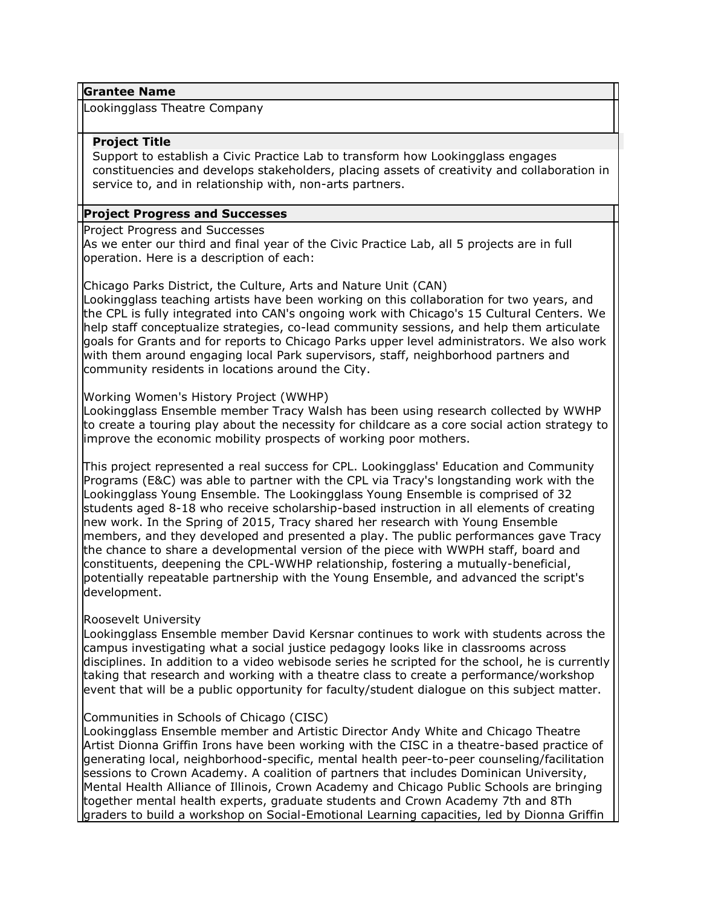**Grantee Name**

Lookingglass Theatre Company

**Project Title**

Support to establish a Civic Practice Lab to transform how Lookingglass engages constituencies and develops stakeholders, placing assets of creativity and collaboration in service to, and in relationship with, non-arts partners.

**Project Progress and Successes**

Project Progress and Successes
As we enter our third and final year of the Civic Practice Lab, all 5 projects are in full operation. Here is a description of each:

Chicago Parks District, the Culture, Arts and Nature Unit (CAN)
Lookingglass teaching artists have been working on this collaboration for two years, and the CPL is fully integrated into CAN's ongoing work with Chicago's 15 Cultural Centers. We help staff conceptualize strategies, co-lead community sessions, and help them articulate goals for Grants and for reports to Chicago Parks upper level administrators. We also work with them around engaging local Park supervisors, staff, neighborhood partners and community residents in locations around the City.

Working Women's History Project (WWHP)
Lookingglass Ensemble member Tracy Walsh has been using research collected by WWHP to create a touring play about the necessity for childcare as a core social action strategy to improve the economic mobility prospects of working poor mothers.

This project represented a real success for CPL. Lookingglass' Education and Community Programs (E&C) was able to partner with the CPL via Tracy's longstanding work with the Lookingglass Young Ensemble. The Lookingglass Young Ensemble is comprised of 32 students aged 8-18 who receive scholarship-based instruction in all elements of creating new work. In the Spring of 2015, Tracy shared her research with Young Ensemble members, and they developed and presented a play. The public performances gave Tracy the chance to share a developmental version of the piece with WWPH staff, board and constituents, deepening the CPL-WWHP relationship, fostering a mutually-beneficial, potentially repeatable partnership with the Young Ensemble, and advanced the script's development.

Roosevelt University
Lookingglass Ensemble member David Kersnar continues to work with students across the campus investigating what a social justice pedagogy looks like in classrooms across disciplines. In addition to a video webisode series he scripted for the school, he is currently taking that research and working with a theatre class to create a performance/workshop event that will be a public opportunity for faculty/student dialogue on this subject matter.

Communities in Schools of Chicago (CISC)
Lookingglass Ensemble member and Artistic Director Andy White and Chicago Theatre Artist Dionna Griffin Irons have been working with the CISC in a theatre-based practice of generating local, neighborhood-specific, mental health peer-to-peer counseling/facilitation sessions to Crown Academy. A coalition of partners that includes Dominican University, Mental Health Alliance of Illinois, Crown Academy and Chicago Public Schools are bringing together mental health experts, graduate students and Crown Academy 7th and 8Th graders to build a workshop on Social-Emotional Learning capacities, led by Dionna Griffin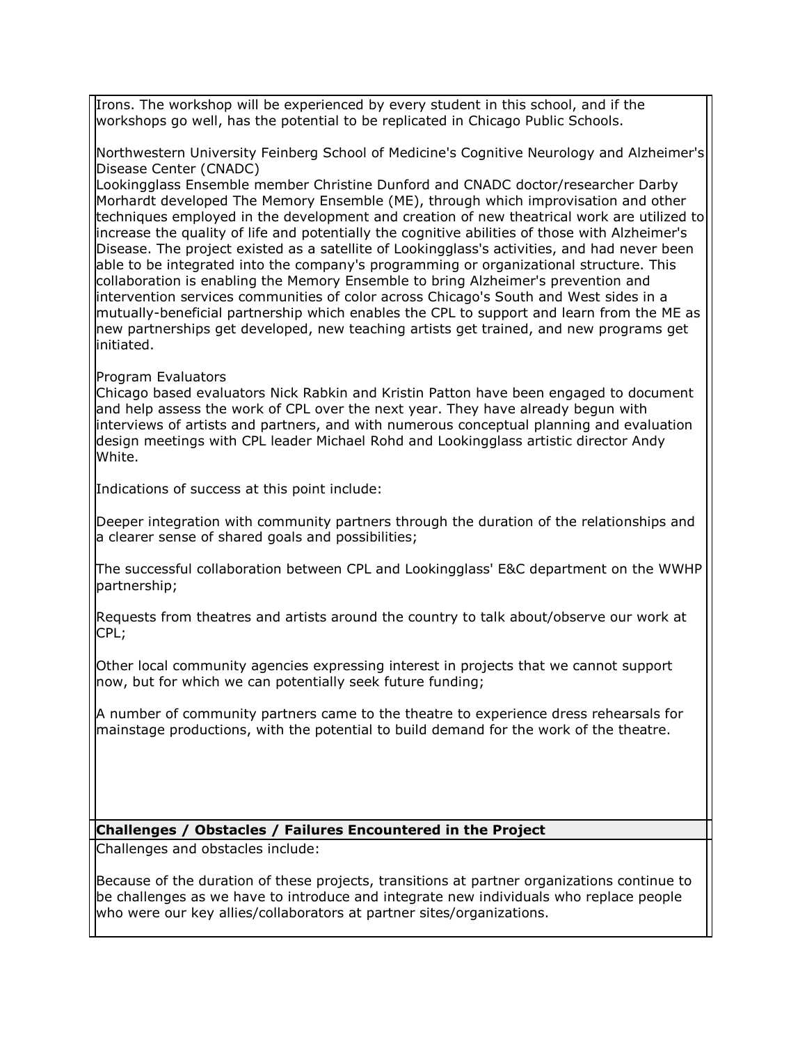Irons. The workshop will be experienced by every student in this school, and if the workshops go well, has the potential to be replicated in Chicago Public Schools.

Northwestern University Feinberg School of Medicine's Cognitive Neurology and Alzheimer's Disease Center (CNADC)
Lookingglass Ensemble member Christine Dunford and CNADC doctor/researcher Darby Morhardt developed The Memory Ensemble (ME), through which improvisation and other techniques employed in the development and creation of new theatrical work are utilized to increase the quality of life and potentially the cognitive abilities of those with Alzheimer's Disease. The project existed as a satellite of Lookingglass's activities, and had never been able to be integrated into the company's programming or organizational structure. This collaboration is enabling the Memory Ensemble to bring Alzheimer's prevention and intervention services communities of color across Chicago's South and West sides in a mutually-beneficial partnership which enables the CPL to support and learn from the ME as new partnerships get developed, new teaching artists get trained, and new programs get initiated.

Program Evaluators
Chicago based evaluators Nick Rabkin and Kristin Patton have been engaged to document and help assess the work of CPL over the next year. They have already begun with interviews of artists and partners, and with numerous conceptual planning and evaluation design meetings with CPL leader Michael Rohd and Lookingglass artistic director Andy White.

Indications of success at this point include:

Deeper integration with community partners through the duration of the relationships and a clearer sense of shared goals and possibilities;

The successful collaboration between CPL and Lookingglass' E&C department on the WWHP partnership;

Requests from theatres and artists around the country to talk about/observe our work at CPL;

Other local community agencies expressing interest in projects that we cannot support now, but for which we can potentially seek future funding;

A number of community partners came to the theatre to experience dress rehearsals for mainstage productions, with the potential to build demand for the work of the theatre.

**Challenges / Obstacles / Failures Encountered in the Project**

Challenges and obstacles include:

Because of the duration of these projects, transitions at partner organizations continue to be challenges as we have to introduce and integrate new individuals who replace people who were our key allies/collaborators at partner sites/organizations.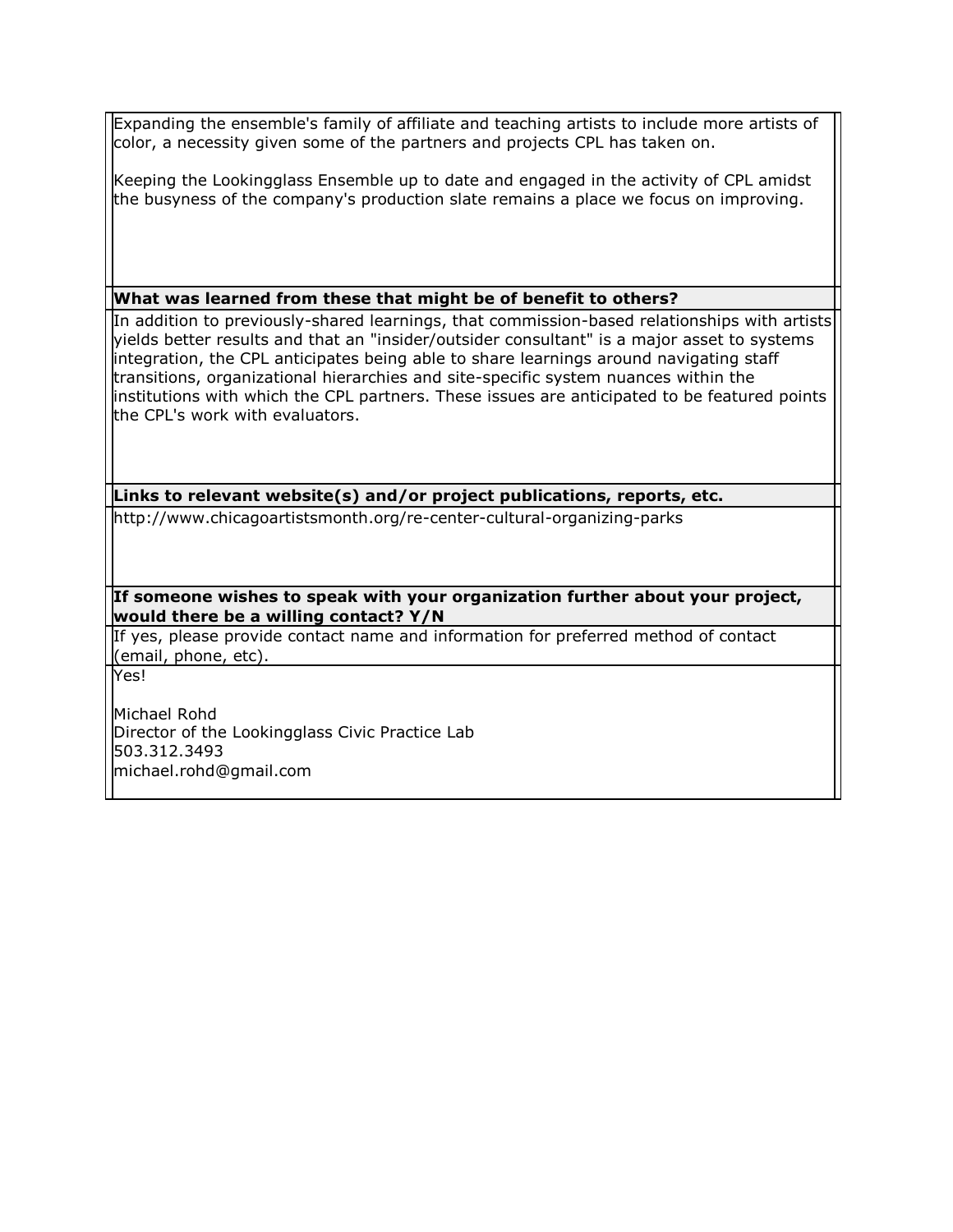Expanding the ensemble's family of affiliate and teaching artists to include more artists of color, a necessity given some of the partners and projects CPL has taken on.

Keeping the Lookingglass Ensemble up to date and engaged in the activity of CPL amidst the busyness of the company's production slate remains a place we focus on improving.

**What was learned from these that might be of benefit to others?**

In addition to previously-shared learnings, that commission-based relationships with artists yields better results and that an "insider/outsider consultant" is a major asset to systems integration, the CPL anticipates being able to share learnings around navigating staff transitions, organizational hierarchies and site-specific system nuances within the institutions with which the CPL partners. These issues are anticipated to be featured points the CPL's work with evaluators.

**Links to relevant website(s) and/or project publications, reports, etc.**

http://www.chicagoartistsmonth.org/re-center-cultural-organizing-parks

**If someone wishes to speak with your organization further about your project, would there be a willing contact? Y/N**

If yes, please provide contact name and information for preferred method of contact (email, phone, etc).

Yes!

Michael Rohd
Director of the Lookingglass Civic Practice Lab
503.312.3493
michael.rohd@gmail.com